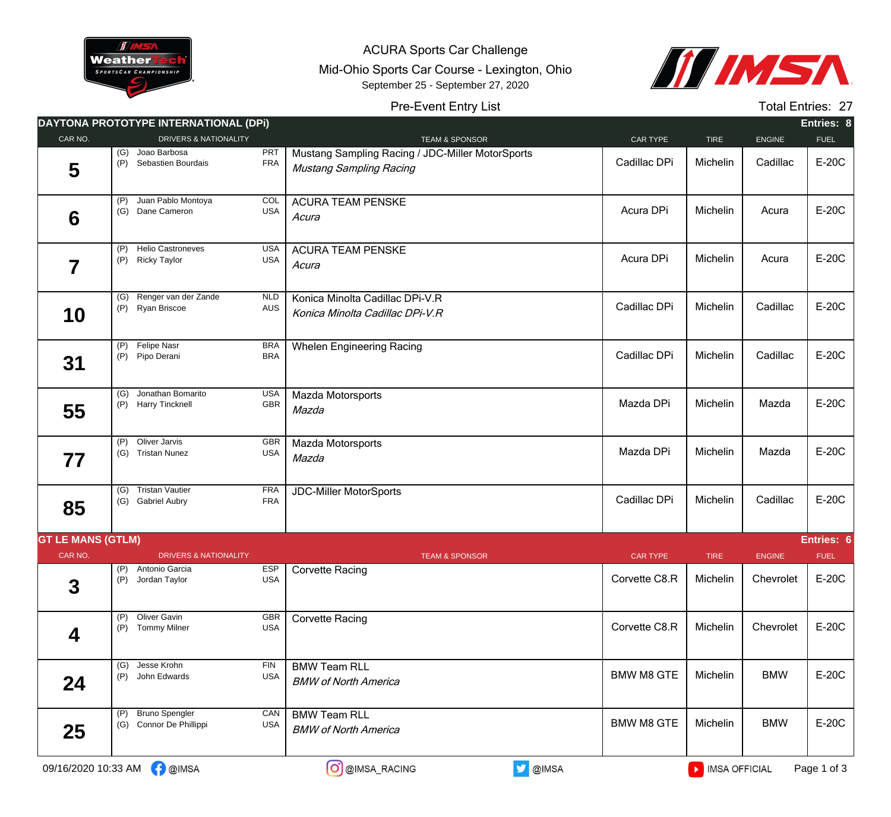ACURA Sports Car Challenge

Mid-Ohio Sports Car Course - Lexington, Ohio

September 25 - September 27, 2020

Pre-Event Entry List

Total Entries: 27

## DAYTONA PROTOTYPE INTERNATIONAL (DPi) — Entries: 8

| CAR NO. | DRIVERS & NATIONALITY | TEAM & SPONSOR | CAR TYPE | TIRE | ENGINE | FUEL |
|---|---|---|---|---|---|---|
| 5 | (G) Joao Barbosa PRT<br>(P) Sebastien Bourdais FRA | Mustang Sampling Racing / JDC-Miller MotorSports<br>*Mustang Sampling Racing* | Cadillac DPi | Michelin | Cadillac | E-20C |
| 6 | (P) Juan Pablo Montoya COL<br>(G) Dane Cameron USA | ACURA TEAM PENSKE<br>*Acura* | Acura DPi | Michelin | Acura | E-20C |
| 7 | (P) Helio Castroneves USA<br>(P) Ricky Taylor USA | ACURA TEAM PENSKE<br>*Acura* | Acura DPi | Michelin | Acura | E-20C |
| 10 | (G) Renger van der Zande NLD<br>(P) Ryan Briscoe AUS | Konica Minolta Cadillac DPi-V.R<br>*Konica Minolta Cadillac DPi-V.R* | Cadillac DPi | Michelin | Cadillac | E-20C |
| 31 | (P) Felipe Nasr BRA<br>(P) Pipo Derani BRA | Whelen Engineering Racing | Cadillac DPi | Michelin | Cadillac | E-20C |
| 55 | (G) Jonathan Bomarito USA<br>(P) Harry Tincknell GBR | Mazda Motorsports<br>*Mazda* | Mazda DPi | Michelin | Mazda | E-20C |
| 77 | (P) Oliver Jarvis GBR<br>(G) Tristan Nunez USA | Mazda Motorsports<br>*Mazda* | Mazda DPi | Michelin | Mazda | E-20C |
| 85 | (G) Tristan Vautier FRA<br>(G) Gabriel Aubry FRA | JDC-Miller MotorSports | Cadillac DPi | Michelin | Cadillac | E-20C |

## GT LE MANS (GTLM) — Entries: 6

| CAR NO. | DRIVERS & NATIONALITY | TEAM & SPONSOR | CAR TYPE | TIRE | ENGINE | FUEL |
|---|---|---|---|---|---|---|
| 3 | (P) Antonio Garcia ESP<br>(P) Jordan Taylor USA | Corvette Racing | Corvette C8.R | Michelin | Chevrolet | E-20C |
| 4 | (P) Oliver Gavin GBR<br>(P) Tommy Milner USA | Corvette Racing | Corvette C8.R | Michelin | Chevrolet | E-20C |
| 24 | (G) Jesse Krohn FIN<br>(P) John Edwards USA | BMW Team RLL<br>*BMW of North America* | BMW M8 GTE | Michelin | BMW | E-20C |
| 25 | (P) Bruno Spengler CAN<br>(G) Connor De Phillippi USA | BMW Team RLL<br>*BMW of North America* | BMW M8 GTE | Michelin | BMW | E-20C |

09/16/2020 10:33 AM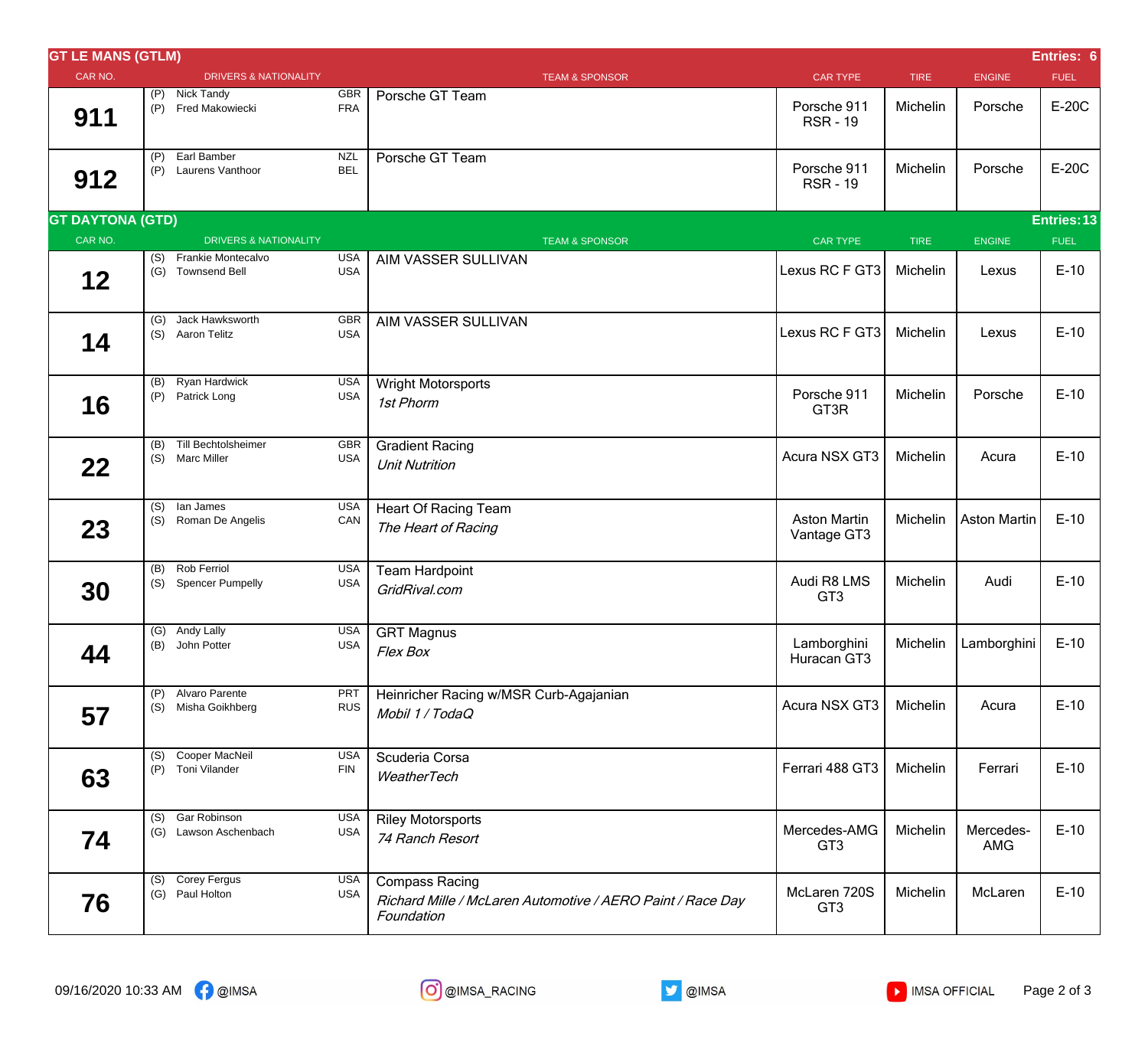## GT LE MANS (GTLM) — Entries: 6

| CAR NO. | DRIVERS & NATIONALITY | TEAM & SPONSOR | CAR TYPE | TIRE | ENGINE | FUEL |
|---|---|---|---|---|---|---|
| 911 | (P) Nick Tandy GBR<br>(P) Fred Makowiecki FRA | Porsche GT Team | Porsche 911 RSR - 19 | Michelin | Porsche | E-20C |
| 912 | (P) Earl Bamber NZL<br>(P) Laurens Vanthoor BEL | Porsche GT Team | Porsche 911 RSR - 19 | Michelin | Porsche | E-20C |

## GT DAYTONA (GTD) — Entries: 13

| CAR NO. | DRIVERS & NATIONALITY | TEAM & SPONSOR | CAR TYPE | TIRE | ENGINE | FUEL |
|---|---|---|---|---|---|---|
| 12 | (S) Frankie Montecalvo USA<br>(G) Townsend Bell USA | AIM VASSER SULLIVAN | Lexus RC F GT3 | Michelin | Lexus | E-10 |
| 14 | (G) Jack Hawksworth GBR<br>(S) Aaron Telitz USA | AIM VASSER SULLIVAN | Lexus RC F GT3 | Michelin | Lexus | E-10 |
| 16 | (B) Ryan Hardwick USA<br>(P) Patrick Long USA | Wright Motorsports<br>*1st Phorm* | Porsche 911 GT3R | Michelin | Porsche | E-10 |
| 22 | (B) Till Bechtolsheimer GBR<br>(S) Marc Miller USA | Gradient Racing<br>*Unit Nutrition* | Acura NSX GT3 | Michelin | Acura | E-10 |
| 23 | (S) Ian James USA<br>(S) Roman De Angelis CAN | Heart Of Racing Team<br>*The Heart of Racing* | Aston Martin Vantage GT3 | Michelin | Aston Martin | E-10 |
| 30 | (B) Rob Ferriol USA<br>(S) Spencer Pumpelly USA | Team Hardpoint<br>*GridRival.com* | Audi R8 LMS GT3 | Michelin | Audi | E-10 |
| 44 | (G) Andy Lally USA<br>(B) John Potter USA | GRT Magnus<br>*Flex Box* | Lamborghini Huracan GT3 | Michelin | Lamborghini | E-10 |
| 57 | (P) Alvaro Parente PRT<br>(S) Misha Goikhberg RUS | Heinricher Racing w/MSR Curb-Agajanian<br>*Mobil 1 / TodaQ* | Acura NSX GT3 | Michelin | Acura | E-10 |
| 63 | (S) Cooper MacNeil USA<br>(P) Toni Vilander FIN | Scuderia Corsa<br>*WeatherTech* | Ferrari 488 GT3 | Michelin | Ferrari | E-10 |
| 74 | (S) Gar Robinson USA<br>(G) Lawson Aschenbach USA | Riley Motorsports<br>*74 Ranch Resort* | Mercedes-AMG GT3 | Michelin | Mercedes-AMG | E-10 |
| 76 | (S) Corey Fergus USA<br>(G) Paul Holton USA | Compass Racing<br>*Richard Mille / McLaren Automotive / AERO Paint / Race Day Foundation* | McLaren 720S GT3 | Michelin | McLaren | E-10 |

09/16/2020 10:33 AM @IMSA @IMSA_RACING @IMSA IMSA OFFICIAL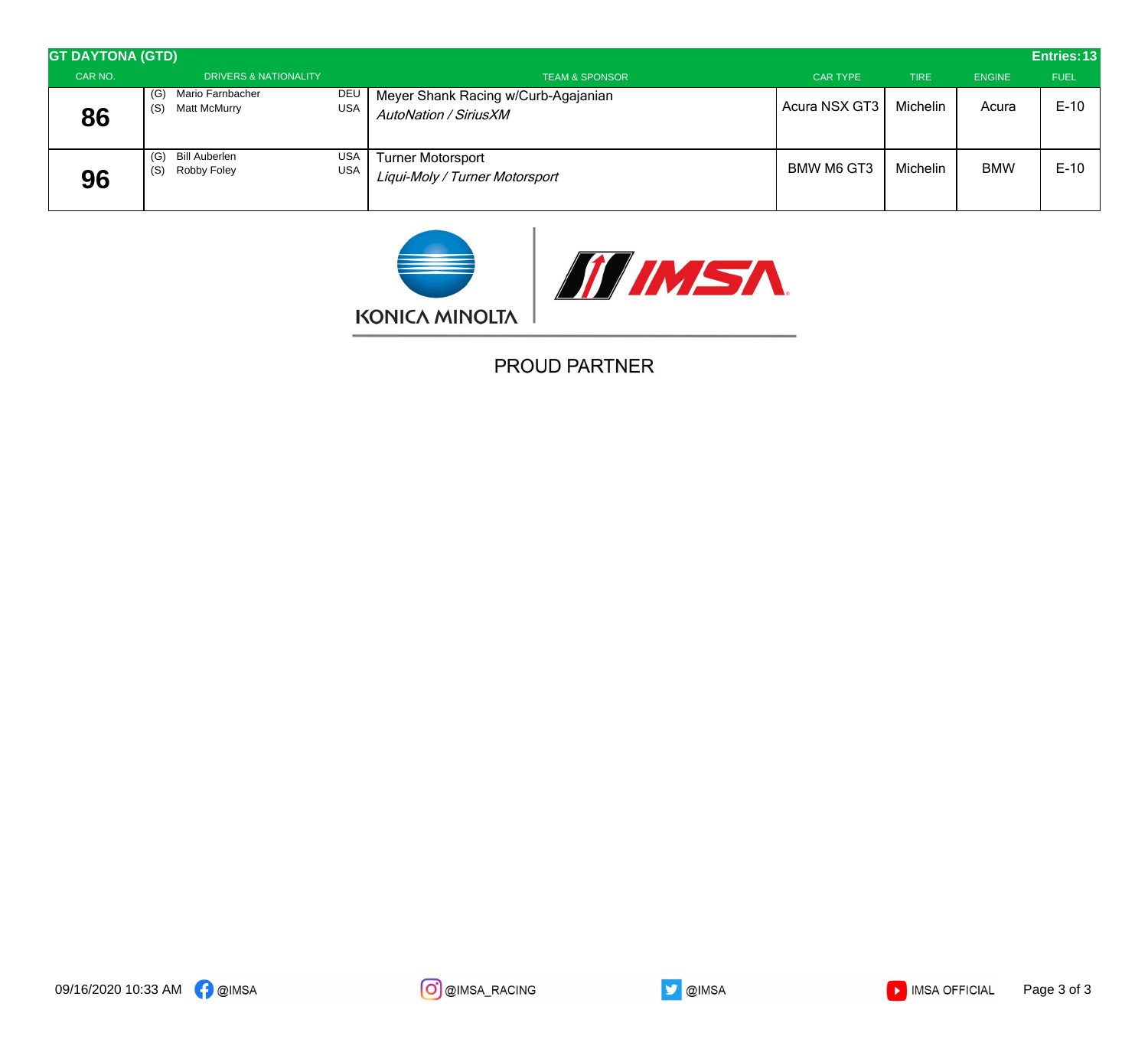## GT DAYTONA (GTD)

Entries: 13

| CAR NO. | DRIVERS & NATIONALITY | TEAM & SPONSOR | CAR TYPE | TIRE | ENGINE | FUEL |
|---|---|---|---|---|---|---|
| 86 | (G) Mario Farnbacher DEU<br>(S) Matt McMurry USA | Meyer Shank Racing w/Curb-Agajanian<br>*AutoNation / SiriusXM* | Acura NSX GT3 | Michelin | Acura | E-10 |
| 96 | (G) Bill Auberlen USA<br>(S) Robby Foley USA | Turner Motorsport<br>*Liqui-Moly / Turner Motorsport* | BMW M6 GT3 | Michelin | BMW | E-10 |

KONICA MINOLTA | IMSA

PROUD PARTNER

09/16/2020 10:33 AM @IMSA @IMSA_RACING @IMSA IMSA OFFICIAL